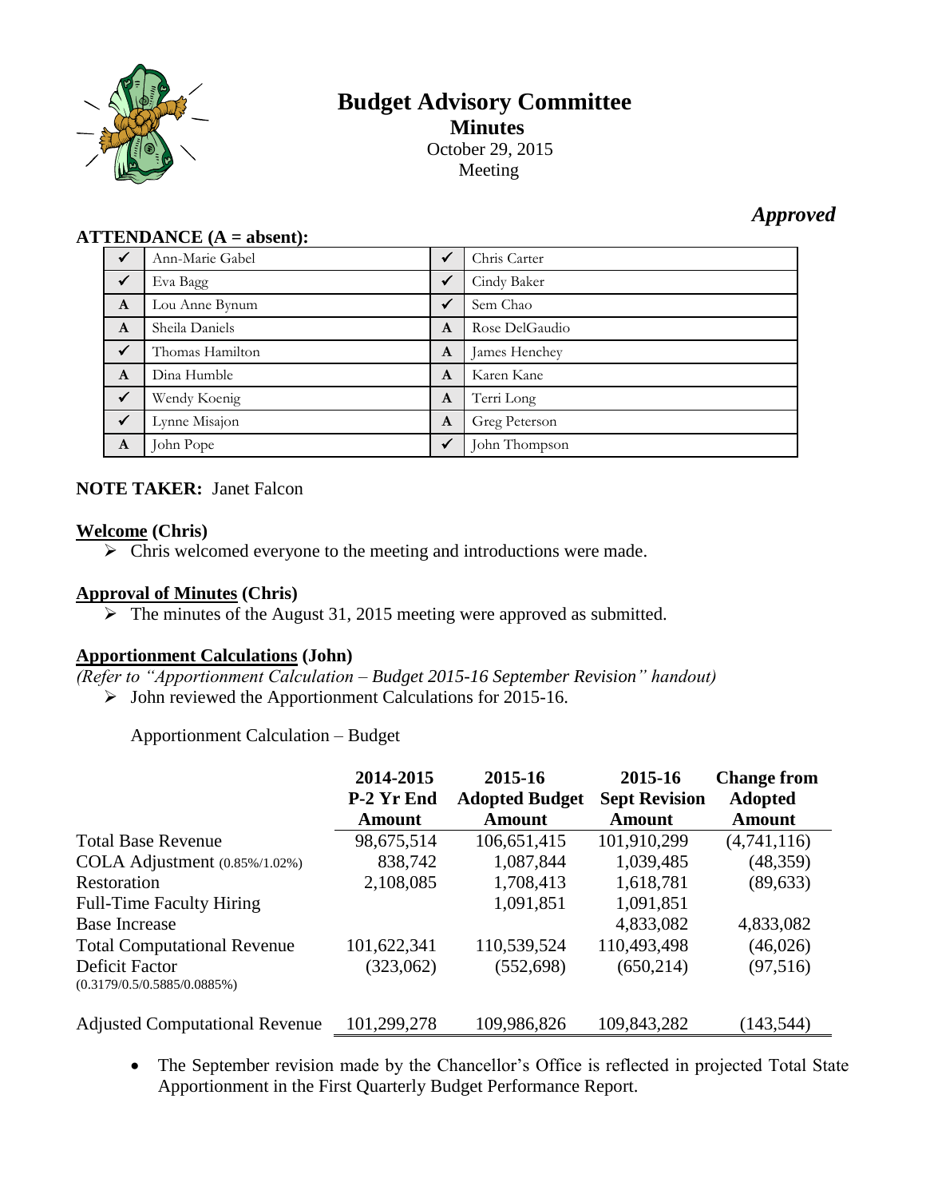# Budget Advisory Committee

## Minutes

October 29, 2015

Meeting

*Approved*

**ATTENDANCE (A = absent):**

| | | | |
|---|---|---|---|
| ✓ | Ann-Marie Gabel | ✓ | Chris Carter |
| ✓ | Eva Bagg | ✓ | Cindy Baker |
| A | Lou Anne Bynum | ✓ | Sem Chao |
| A | Sheila Daniels | A | Rose DelGaudio |
| ✓ | Thomas Hamilton | A | James Henchey |
| A | Dina Humble | A | Karen Kane |
| ✓ | Wendy Koenig | A | Terri Long |
| ✓ | Lynne Misajon | A | Greg Peterson |
| A | John Pope | ✓ | John Thompson |

**NOTE TAKER:** Janet Falcon

**Welcome (Chris)**

- Chris welcomed everyone to the meeting and introductions were made.

**Approval of Minutes (Chris)**

- The minutes of the August 31, 2015 meeting were approved as submitted.

**Apportionment Calculations (John)**

*(Refer to "Apportionment Calculation – Budget 2015-16 September Revision" handout)*

- John reviewed the Apportionment Calculations for 2015-16.

Apportionment Calculation – Budget

| | 2014-2015 P-2 Yr End Amount | 2015-16 Adopted Budget Amount | 2015-16 Sept Revision Amount | Change from Adopted Amount |
|---|---|---|---|---|
| Total Base Revenue | 98,675,514 | 106,651,415 | 101,910,299 | (4,741,116) |
| COLA Adjustment (0.85%/1.02%) | 838,742 | 1,087,844 | 1,039,485 | (48,359) |
| Restoration | 2,108,085 | 1,708,413 | 1,618,781 | (89,633) |
| Full-Time Faculty Hiring | | 1,091,851 | 1,091,851 | |
| Base Increase | | | 4,833,082 | 4,833,082 |
| Total Computational Revenue | 101,622,341 | 110,539,524 | 110,493,498 | (46,026) |
| Deficit Factor (0.3179/0.5/0.5885/0.0885%) | (323,062) | (552,698) | (650,214) | (97,516) |
| Adjusted Computational Revenue | 101,299,278 | 109,986,826 | 109,843,282 | (143,544) |

- The September revision made by the Chancellor's Office is reflected in projected Total State Apportionment in the First Quarterly Budget Performance Report.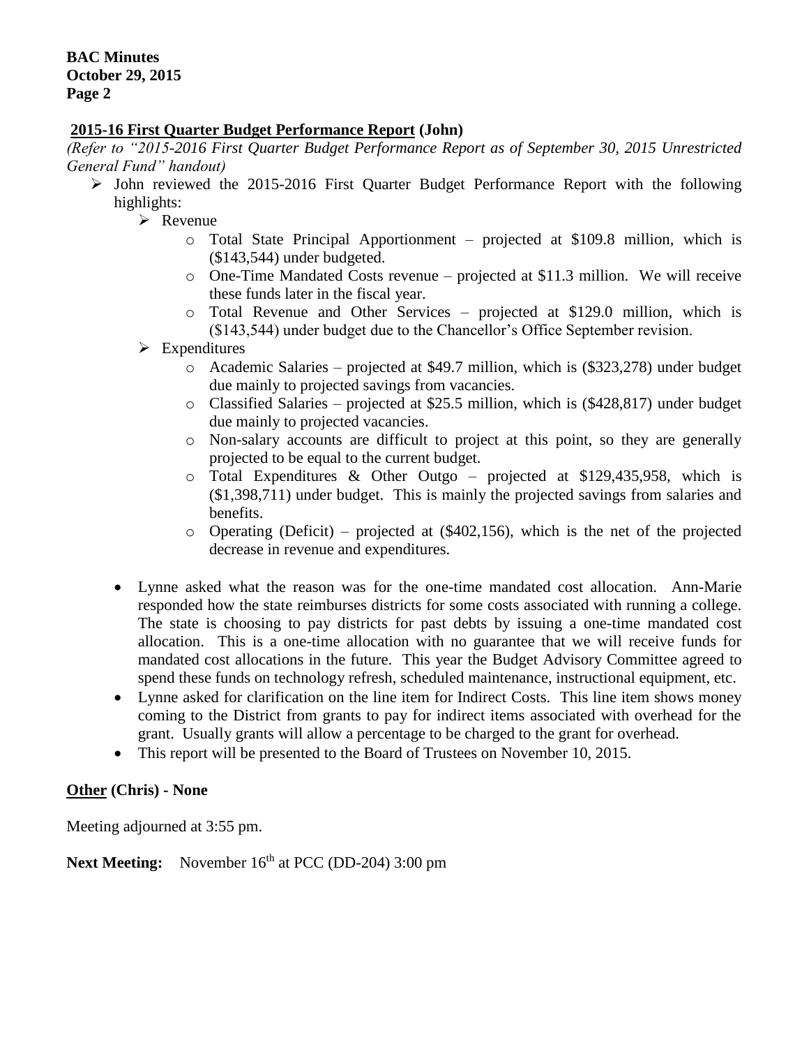## 2015-16 First Quarter Budget Performance Report (John)

*(Refer to "2015-2016 First Quarter Budget Performance Report as of September 30, 2015 Unrestricted General Fund" handout)*

- John reviewed the 2015-2016 First Quarter Budget Performance Report with the following highlights:
  - Revenue
    - Total State Principal Apportionment – projected at $109.8 million, which is ($143,544) under budgeted.
    - One-Time Mandated Costs revenue – projected at $11.3 million. We will receive these funds later in the fiscal year.
    - Total Revenue and Other Services – projected at $129.0 million, which is ($143,544) under budget due to the Chancellor's Office September revision.
  - Expenditures
    - Academic Salaries – projected at $49.7 million, which is ($323,278) under budget due mainly to projected savings from vacancies.
    - Classified Salaries – projected at $25.5 million, which is ($428,817) under budget due mainly to projected vacancies.
    - Non-salary accounts are difficult to project at this point, so they are generally projected to be equal to the current budget.
    - Total Expenditures & Other Outgo – projected at $129,435,958, which is ($1,398,711) under budget. This is mainly the projected savings from salaries and benefits.
    - Operating (Deficit) – projected at ($402,156), which is the net of the projected decrease in revenue and expenditures.

- Lynne asked what the reason was for the one-time mandated cost allocation. Ann-Marie responded how the state reimburses districts for some costs associated with running a college. The state is choosing to pay districts for past debts by issuing a one-time mandated cost allocation. This is a one-time allocation with no guarantee that we will receive funds for mandated cost allocations in the future. This year the Budget Advisory Committee agreed to spend these funds on technology refresh, scheduled maintenance, instructional equipment, etc.
- Lynne asked for clarification on the line item for Indirect Costs. This line item shows money coming to the District from grants to pay for indirect items associated with overhead for the grant. Usually grants will allow a percentage to be charged to the grant for overhead.
- This report will be presented to the Board of Trustees on November 10, 2015.

## Other (Chris) - None

Meeting adjourned at 3:55 pm.

**Next Meeting:** November 16th at PCC (DD-204) 3:00 pm